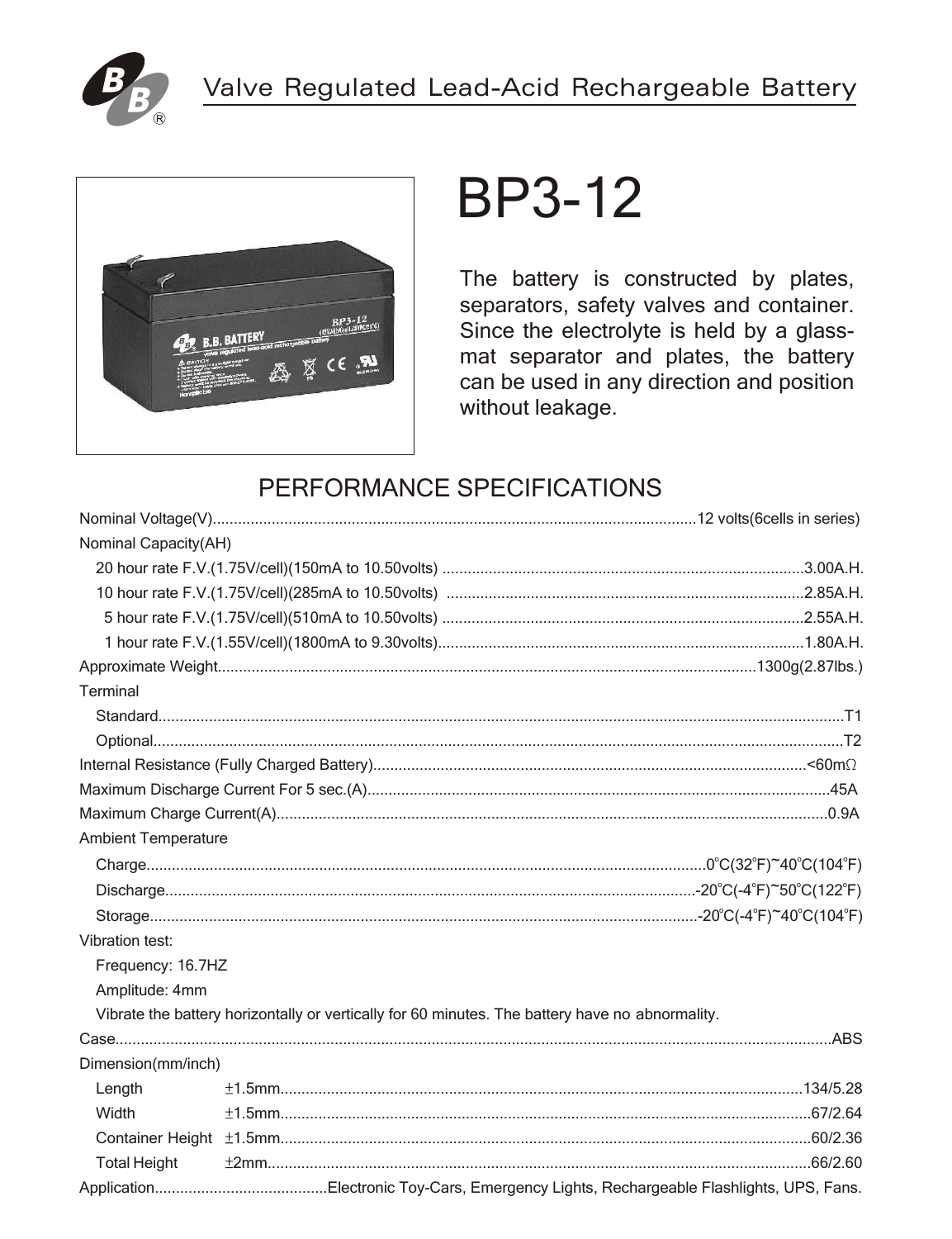Valve Regulated Lead-Acid Rechargeable Battery

# BP3-12

The battery is constructed by plates, separators, safety valves and container. Since the electrolyte is held by a glass-mat separator and plates, the battery can be used in any direction and position without leakage.

## PERFORMANCE SPECIFICATIONS

Nominal Voltage(V)....12 volts(6cells in series)

Nominal Capacity(AH)

- 20 hour rate F.V.(1.75V/cell)(150mA to 10.50volts) ....3.00A.H.
- 10 hour rate F.V.(1.75V/cell)(285mA to 10.50volts) ....2.85A.H.
- 5 hour rate F.V.(1.75V/cell)(510mA to 10.50volts) ....2.55A.H.
- 1 hour rate F.V.(1.55V/cell)(1800mA to 9.30volts)....1.80A.H.

Approximate Weight....1300g(2.87lbs.)

Terminal

- Standard....T1
- Optional....T2

Internal Resistance (Fully Charged Battery)....<60mΩ

Maximum Discharge Current For 5 sec.(A)....45A

Maximum Charge Current(A)....0.9A

Ambient Temperature

- Charge....0°C(32°F)~40°C(104°F)
- Discharge....-20°C(-4°F)~50°C(122°F)
- Storage....-20°C(-4°F)~40°C(104°F)

Vibration test:

- Frequency: 16.7HZ
- Amplitude: 4mm
- Vibrate the battery horizontally or vertically for 60 minutes. The battery have no abnormality.

Case....ABS

Dimension(mm/inch)

| | Tolerance | mm/inch |
|---|---|---|
| Length | ±1.5mm | 134/5.28 |
| Width | ±1.5mm | 67/2.64 |
| Container Height | ±1.5mm | 60/2.36 |
| Total Height | ±2mm | 66/2.60 |

Application....Electronic Toy-Cars, Emergency Lights, Rechargeable Flashlights, UPS, Fans.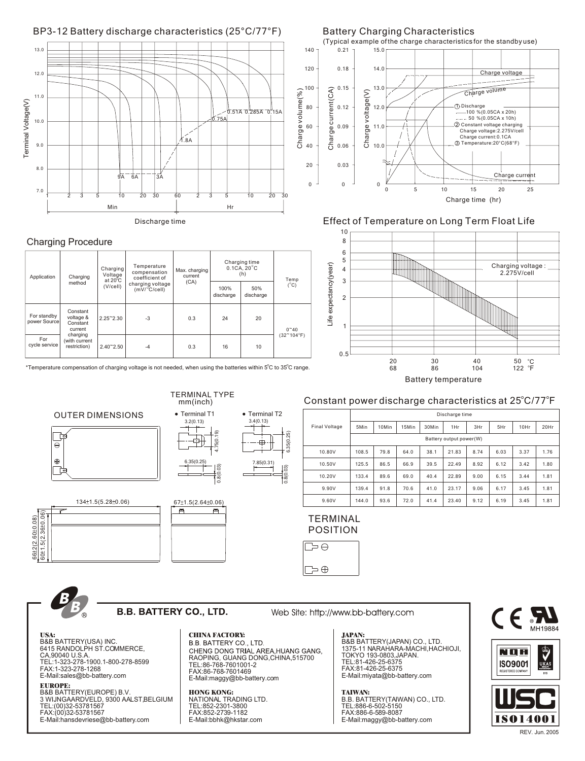## BP3-12 Battery discharge characteristics (25°C/77°F)

Terminal Voltage(V)

13.0
12.0
11.0
10.0
9.0
8.0
7.0

0.51A 0.285A 0.15A
0.75A
1.8A
9A 6A 3A

1 2 3 5 10 20 30 60 2 3 5 10 20 30

Min Hr

Discharge time

## Battery Charging Characteristics

(Typical example of the charge characteristics for the standby use)

Charge volume(%) 140 120 100 80 60 40 20 0
Charge current(CA) 0.21 0.18 0.15 0.12 0.09 0.06 0.03 0
Charge voltage(V) 15.0 14.0 13.0 12.0 11.0 10.0 0

Charge voltage
Charge volume
Charge current

① Discharge
100 %(0.05CA x 20h)
50 %(0.05CA x 10h)
② Constant voltage charging
Charge voltage:2.275V/cell
Charge current:0.1CA
③ Temperature:20°C(68°F)

0 5 10 15 20 25

Charge time (hr)

## Charging Procedure

| Application | Charging method | Charging Voltage at 20°C (V/cell) | Temperature compensation coefficient of charging voltage (mV/°C/cell) | Max. charging current (CA) | Charging time 0.1CA, 20°C (h) | | Temp (°C) |
|---|---|---|---|---|---|---|---|
| | | | | | 100% discharge | 50% discharge | |
| For standby power Source | Constant voltage & Constant current charging (with current restriction) | 2.25~2.30 | -3 | 0.3 | 24 | 20 | 0~40 (32~104°F) |
| For cycle service | | 2.40~2.50 | -4 | 0.3 | 16 | 10 | |

*Temperature compensation of charging voltage is not needed, when using the batteries within 5°C to 35°C range.

## Effect of Temperature on Long Term Float Life

Life expectancy(year)

10 8 6 5 4 3 2 1 0.5

Charging voltage : 2.275V/cell

20 30 40 50 °C
68 86 104 122 °F

Battery temperature

## OUTER DIMENSIONS

TERMINAL TYPE
mm(inch)

- Terminal T1
  3.2(0.13)
  4.75(0.19)
  6.35(0.25)
  0.8(0.03)
- Terminal T2
  3.4(0.13)
  6.35(0.25)
  7.85(0.31)
  0.8(0.03)

134±1.5(5.28±0.06)

67±1.5(2.64±0.06)

66±2(2.60±0.08)

60±1.5(2.36±0.06)

## Constant power discharge characteristics at 25°C/77°F

| Final Voltage | Discharge time | | | | | | | | |
|---|---|---|---|---|---|---|---|---|---|
| | 5Min | 10Min | 15Min | 30Min | 1Hr | 3Hr | 5Hr | 10Hr | 20Hr |
| | Battery output power(W) | | | | | | | | |
| 10.80V | 108.5 | 79.8 | 64.0 | 38.1 | 21.83 | 8.74 | 6.03 | 3.37 | 1.76 |
| 10.50V | 125.5 | 86.5 | 66.9 | 39.5 | 22.49 | 8.92 | 6.12 | 3.42 | 1.80 |
| 10.20V | 133.4 | 89.6 | 69.0 | 40.4 | 22.89 | 9.00 | 6.15 | 3.44 | 1.81 |
| 9.90V | 139.4 | 91.8 | 70.6 | 41.0 | 23.17 | 9.06 | 6.17 | 3.45 | 1.81 |
| 9.60V | 144.0 | 93.6 | 72.0 | 41.4 | 23.40 | 9.12 | 6.19 | 3.45 | 1.81 |

## TERMINAL POSITION

**B.B. BATTERY CO., LTD.** Web Site: http://www.bb-battery.com

**USA:**
B&B BATTERY(USA) INC.
6415 RANDOLPH ST.COMMERCE,
CA,90040 U.S.A.
TEL:1-323-278-1900.1-800-278-8599
FAX:1-323-278-1268
E-Mail:sales@bb-battery.com

**EUROPE:**
B&B BATTERY(EUROPE) B.V.
3 WIJNGAARDVELD, 9300 AALST,BELGIUM
TEL:(00)32-53781567
FAX:(00)32-53781567
E-Mail:hansdevriese@bb-battery.com

**CHINA FACTORY:**
B.B. BATTERY CO., LTD.
CHENG DONG TRIAL AREA,HUANG GANG,
RAOPING, GUANG DONG,CHINA,515700
TEL:86-768-7601001-2
FAX:86-768-7601469
E-Mail:maggy@bb-battery.com

**HONG KONG:**
NATIONAL TRADING LTD.
TEL:852-2301-3800
FAX:852-2739-1182
E-Mail:bbhk@hkstar.com

**JAPAN:**
B&B BATTERY(JAPAN) CO., LTD.
1375-11 NARAHARA-MACHI,HACHIOJI,
TOKYO 193-0803,JAPAN.
TEL:81-426-25-6375
FAX:81-426-25-6375
E-Mail:miyata@bb-battery.com

**TAIWAN:**
B.B. BATTERY(TAIWAN) CO., LTD.
TEL:886-6-502-5150
FAX:886-6-589-8087
E-Mail:maggy@bb-battery.com

MH19884

ISO9001

ISO14001

REV. Jun. 2005